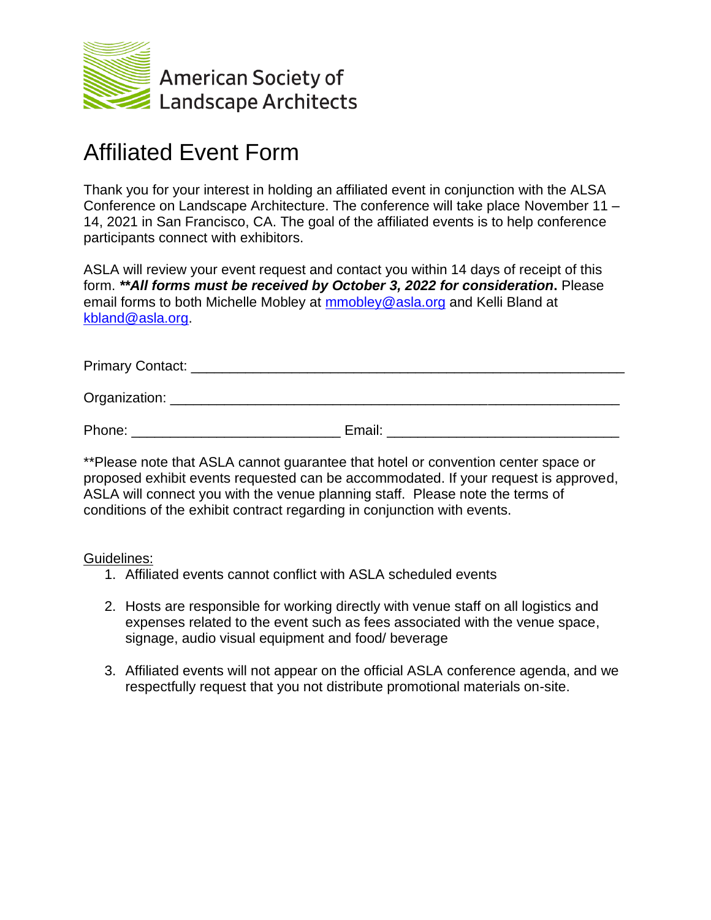American Society of Landscape Architects

# Affiliated Event Form

Thank you for your interest in holding an affiliated event in conjunction with the ALSA Conference on Landscape Architecture. The conference will take place November 11 – 14, 2021 in San Francisco, CA. The goal of the affiliated events is to help conference participants connect with exhibitors.

ASLA will review your event request and contact you within 14 days of receipt of this form. ***\*\*All forms must be received by October 3, 2022 for consideration*.** Please email forms to both Michelle Mobley at mmobley@asla.org and Kelli Bland at kbland@asla.org.

Primary Contact: ___________________________________________________________

Organization: ______________________________________________________________

Phone: ____________________________ Email: _______________________________

**Please note that ASLA cannot guarantee that hotel or convention center space or proposed exhibit events requested can be accommodated. If your request is approved, ASLA will connect you with the venue planning staff. Please note the terms of conditions of the exhibit contract regarding in conjunction with events.

Guidelines:

1. Affiliated events cannot conflict with ASLA scheduled events

2. Hosts are responsible for working directly with venue staff on all logistics and expenses related to the event such as fees associated with the venue space, signage, audio visual equipment and food/ beverage

3. Affiliated events will not appear on the official ASLA conference agenda, and we respectfully request that you not distribute promotional materials on-site.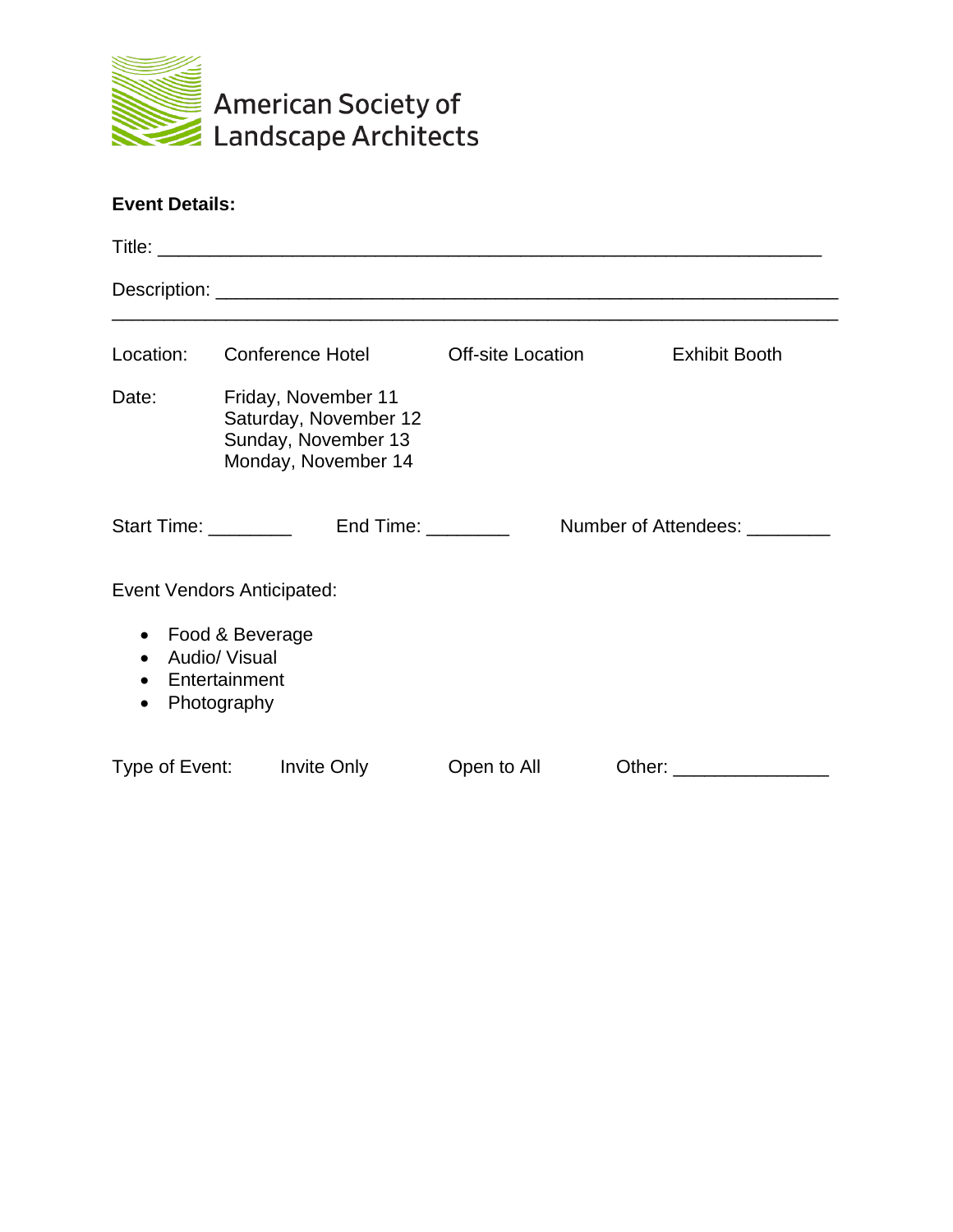American Society of Landscape Architects

**Event Details:**

Title: ____________________________________________________________

Description: ________________________________________________________
____________________________________________________________________

Location: Conference Hotel Off-site Location Exhibit Booth

Date: Friday, November 11
Saturday, November 12
Sunday, November 13
Monday, November 14

Start Time: ________ End Time: ________ Number of Attendees: ________

Event Vendors Anticipated:

- Food & Beverage
- Audio/ Visual
- Entertainment
- Photography

Type of Event: Invite Only Open to All Other: _______________